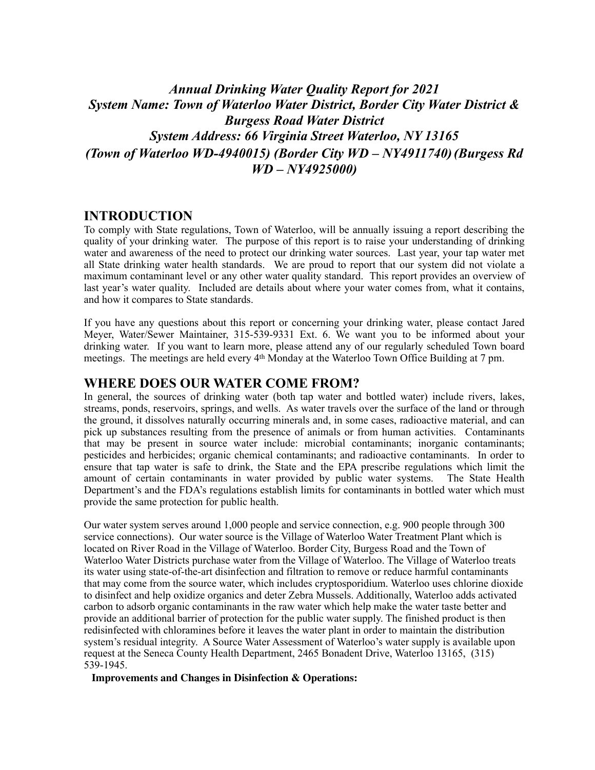# *Annual Drinking Water Quality Report for 2021*
# *System Name: Town of Waterloo Water District, Border City Water District & Burgess Road Water District*
# *System Address: 66 Virginia Street Waterloo, NY 13165*
# *(Town of Waterloo WD-4940015) (Border City WD – NY4911740) (Burgess Rd WD – NY4925000)*

## INTRODUCTION

To comply with State regulations, Town of Waterloo, will be annually issuing a report describing the quality of your drinking water. The purpose of this report is to raise your understanding of drinking water and awareness of the need to protect our drinking water sources. Last year, your tap water met all State drinking water health standards. We are proud to report that our system did not violate a maximum contaminant level or any other water quality standard. This report provides an overview of last year's water quality. Included are details about where your water comes from, what it contains, and how it compares to State standards.

If you have any questions about this report or concerning your drinking water, please contact Jared Meyer, Water/Sewer Maintainer, 315-539-9331 Ext. 6. We want you to be informed about your drinking water. If you want to learn more, please attend any of our regularly scheduled Town board meetings. The meetings are held every 4th Monday at the Waterloo Town Office Building at 7 pm.

## WHERE DOES OUR WATER COME FROM?

In general, the sources of drinking water (both tap water and bottled water) include rivers, lakes, streams, ponds, reservoirs, springs, and wells. As water travels over the surface of the land or through the ground, it dissolves naturally occurring minerals and, in some cases, radioactive material, and can pick up substances resulting from the presence of animals or from human activities. Contaminants that may be present in source water include: microbial contaminants; inorganic contaminants; pesticides and herbicides; organic chemical contaminants; and radioactive contaminants. In order to ensure that tap water is safe to drink, the State and the EPA prescribe regulations which limit the amount of certain contaminants in water provided by public water systems. The State Health Department's and the FDA's regulations establish limits for contaminants in bottled water which must provide the same protection for public health.

Our water system serves around 1,000 people and service connection, e.g. 900 people through 300 service connections). Our water source is the Village of Waterloo Water Treatment Plant which is located on River Road in the Village of Waterloo. Border City, Burgess Road and the Town of Waterloo Water Districts purchase water from the Village of Waterloo. The Village of Waterloo treats its water using state-of-the-art disinfection and filtration to remove or reduce harmful contaminants that may come from the source water, which includes cryptosporidium. Waterloo uses chlorine dioxide to disinfect and help oxidize organics and deter Zebra Mussels. Additionally, Waterloo adds activated carbon to adsorb organic contaminants in the raw water which help make the water taste better and provide an additional barrier of protection for the public water supply. The finished product is then redisinfected with chloramines before it leaves the water plant in order to maintain the distribution system's residual integrity. A Source Water Assessment of Waterloo's water supply is available upon request at the Seneca County Health Department, 2465 Bonadent Drive, Waterloo 13165, (315) 539-1945.

**Improvements and Changes in Disinfection & Operations:**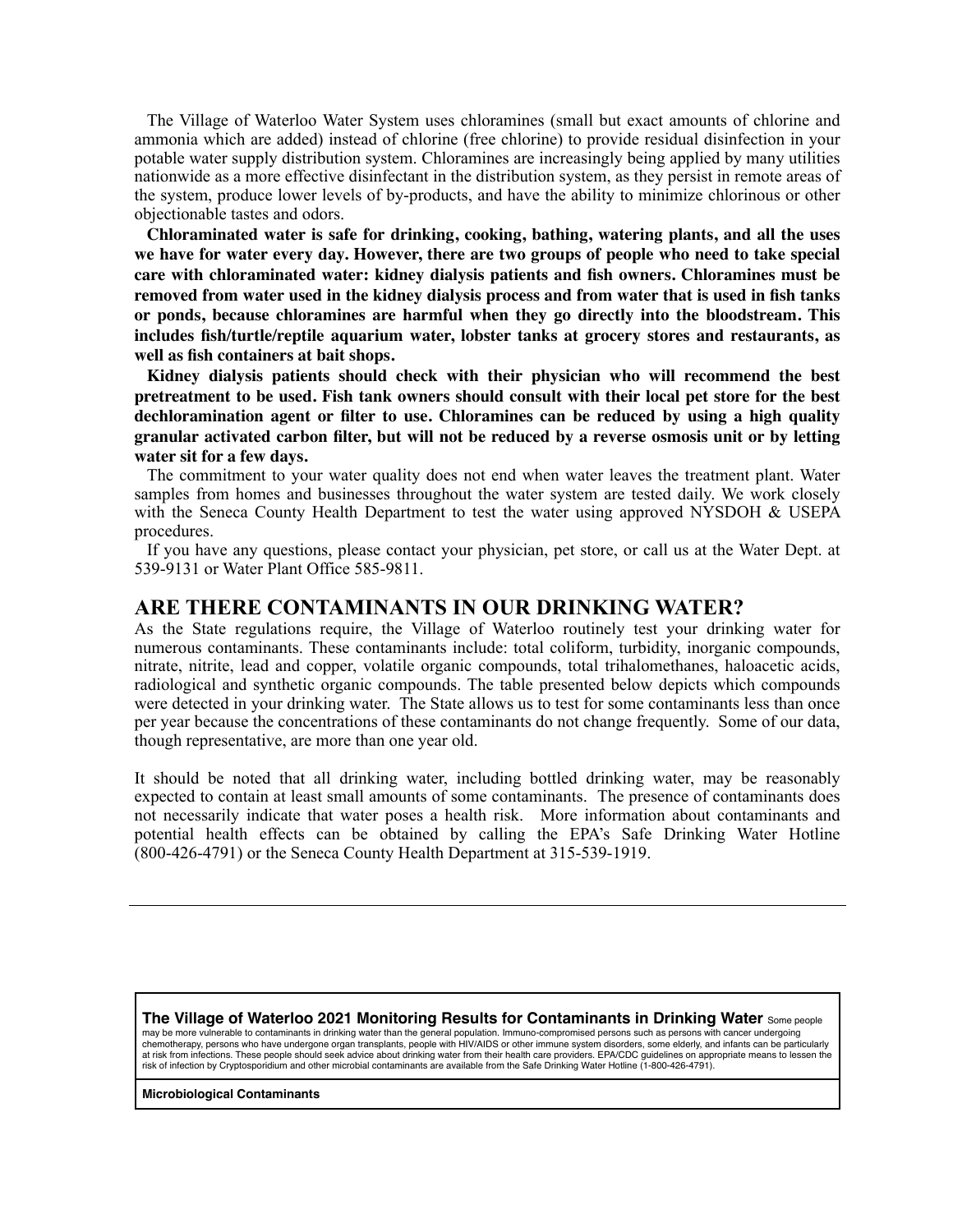The Village of Waterloo Water System uses chloramines (small but exact amounts of chlorine and ammonia which are added) instead of chlorine (free chlorine) to provide residual disinfection in your potable water supply distribution system. Chloramines are increasingly being applied by many utilities nationwide as a more effective disinfectant in the distribution system, as they persist in remote areas of the system, produce lower levels of by-products, and have the ability to minimize chlorinous or other objectionable tastes and odors.

**Chloraminated water is safe for drinking, cooking, bathing, watering plants, and all the uses we have for water every day. However, there are two groups of people who need to take special care with chloraminated water: kidney dialysis patients and fish owners. Chloramines must be removed from water used in the kidney dialysis process and from water that is used in fish tanks or ponds, because chloramines are harmful when they go directly into the bloodstream. This includes fish/turtle/reptile aquarium water, lobster tanks at grocery stores and restaurants, as well as fish containers at bait shops.**

**Kidney dialysis patients should check with their physician who will recommend the best pretreatment to be used. Fish tank owners should consult with their local pet store for the best dechloramination agent or filter to use. Chloramines can be reduced by using a high quality granular activated carbon filter, but will not be reduced by a reverse osmosis unit or by letting water sit for a few days.**

The commitment to your water quality does not end when water leaves the treatment plant. Water samples from homes and businesses throughout the water system are tested daily. We work closely with the Seneca County Health Department to test the water using approved NYSDOH & USEPA procedures.

If you have any questions, please contact your physician, pet store, or call us at the Water Dept. at 539-9131 or Water Plant Office 585-9811.

## ARE THERE CONTAMINANTS IN OUR DRINKING WATER?

As the State regulations require, the Village of Waterloo routinely test your drinking water for numerous contaminants. These contaminants include: total coliform, turbidity, inorganic compounds, nitrate, nitrite, lead and copper, volatile organic compounds, total trihalomethanes, haloacetic acids, radiological and synthetic organic compounds. The table presented below depicts which compounds were detected in your drinking water. The State allows us to test for some contaminants less than once per year because the concentrations of these contaminants do not change frequently. Some of our data, though representative, are more than one year old.

It should be noted that all drinking water, including bottled drinking water, may be reasonably expected to contain at least small amounts of some contaminants. The presence of contaminants does not necessarily indicate that water poses a health risk. More information about contaminants and potential health effects can be obtained by calling the EPA's Safe Drinking Water Hotline (800-426-4791) or the Seneca County Health Department at 315-539-1919.

---

**The Village of Waterloo 2021 Monitoring Results for Contaminants in Drinking Water** Some people may be more vulnerable to contaminants in drinking water than the general population. Immuno-compromised persons such as persons with cancer undergoing chemotherapy, persons who have undergone organ transplants, people with HIV/AIDS or other immune system disorders, some elderly, and infants can be particularly at risk from infections. These people should seek advice about drinking water from their health care providers. EPA/CDC guidelines on appropriate means to lessen the risk of infection by Cryptosporidium and other microbial contaminants are available from the Safe Drinking Water Hotline (1-800-426-4791).

**Microbiological Contaminants**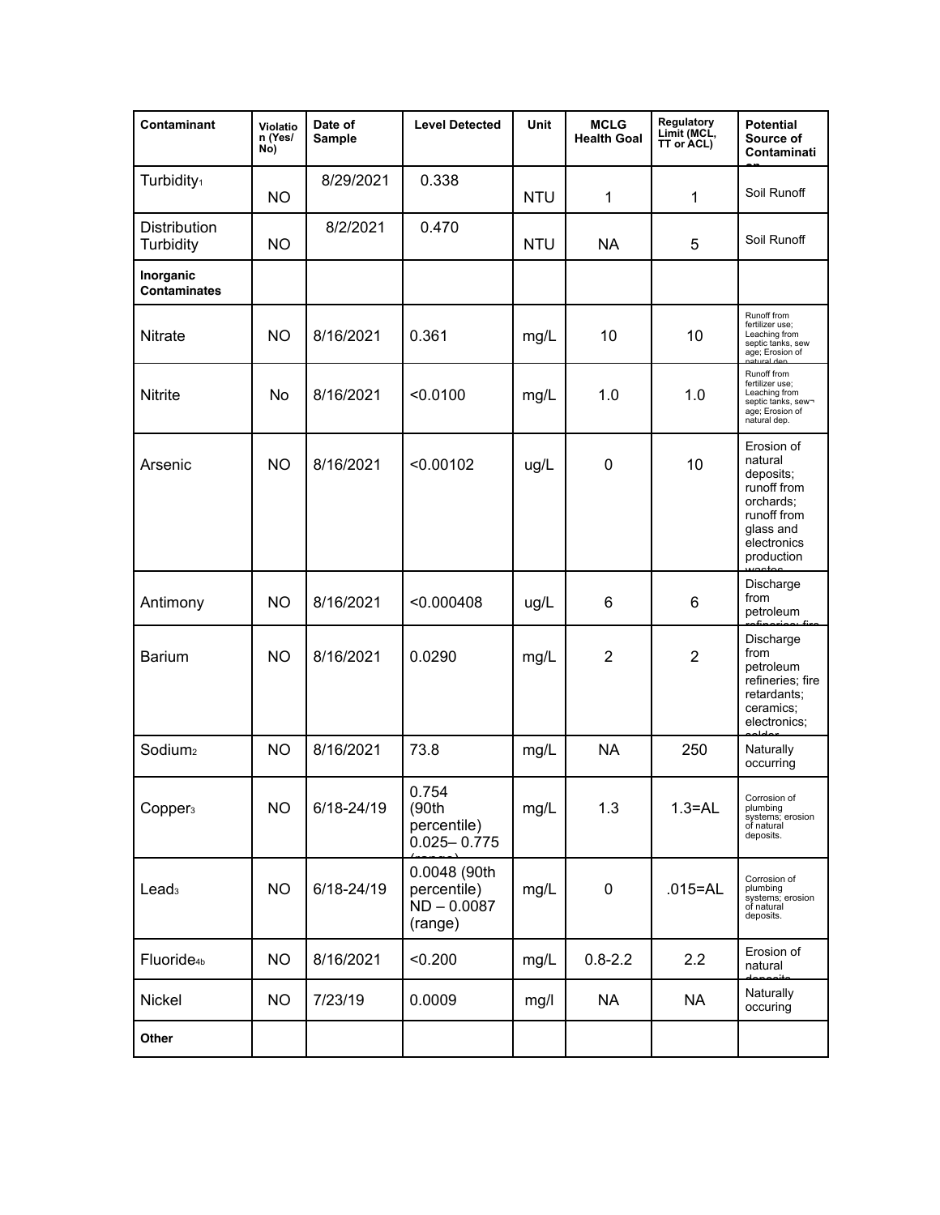| Contaminant | Violation (Yes/ No) | Date of Sample | Level Detected | Unit | MCLG Health Goal | Regulatory Limit (MCL, TT or ACL) | Potential Source of Contamination |
|---|---|---|---|---|---|---|---|
| Turbidity[1] | NO | 8/29/2021 | 0.338 | NTU | 1 | 1 | Soil Runoff |
| Distribution Turbidity | NO | 8/2/2021 | 0.470 | NTU | NA | 5 | Soil Runoff |
| **Inorganic Contaminates** | | | | | | | |
| Nitrate | NO | 8/16/2021 | 0.361 | mg/L | 10 | 10 | Runoff from fertilizer use; Leaching from septic tanks, sewage; Erosion of natural dep. |
| Nitrite | No | 8/16/2021 | <0.0100 | mg/L | 1.0 | 1.0 | Runoff from fertilizer use; Leaching from septic tanks, sew¬age; Erosion of natural dep. |
| Arsenic | NO | 8/16/2021 | <0.00102 | ug/L | 0 | 10 | Erosion of natural deposits; runoff from orchards; runoff from glass and electronics production wastes |
| Antimony | NO | 8/16/2021 | <0.000408 | ug/L | 6 | 6 | Discharge from petroleum refineries; fire |
| Barium | NO | 8/16/2021 | 0.0290 | mg/L | 2 | 2 | Discharge from petroleum refineries; fire retardants; ceramics; electronics; solder |
| Sodium[2] | NO | 8/16/2021 | 73.8 | mg/L | NA | 250 | Naturally occurring |
| Copper[3] | NO | 6/18-24/19 | 0.754 (90th percentile) 0.025– 0.775 (range) | mg/L | 1.3 | 1.3=AL | Corrosion of plumbing systems; erosion of natural deposits. |
| Lead[3] | NO | 6/18-24/19 | 0.0048 (90th percentile) ND – 0.0087 (range) | mg/L | 0 | .015=AL | Corrosion of plumbing systems; erosion of natural deposits. |
| Fluoride[4b] | NO | 8/16/2021 | <0.200 | mg/L | 0.8-2.2 | 2.2 | Erosion of natural deposits |
| Nickel | NO | 7/23/19 | 0.0009 | mg/l | NA | NA | Naturally occuring |
| **Other** | | | | | | | |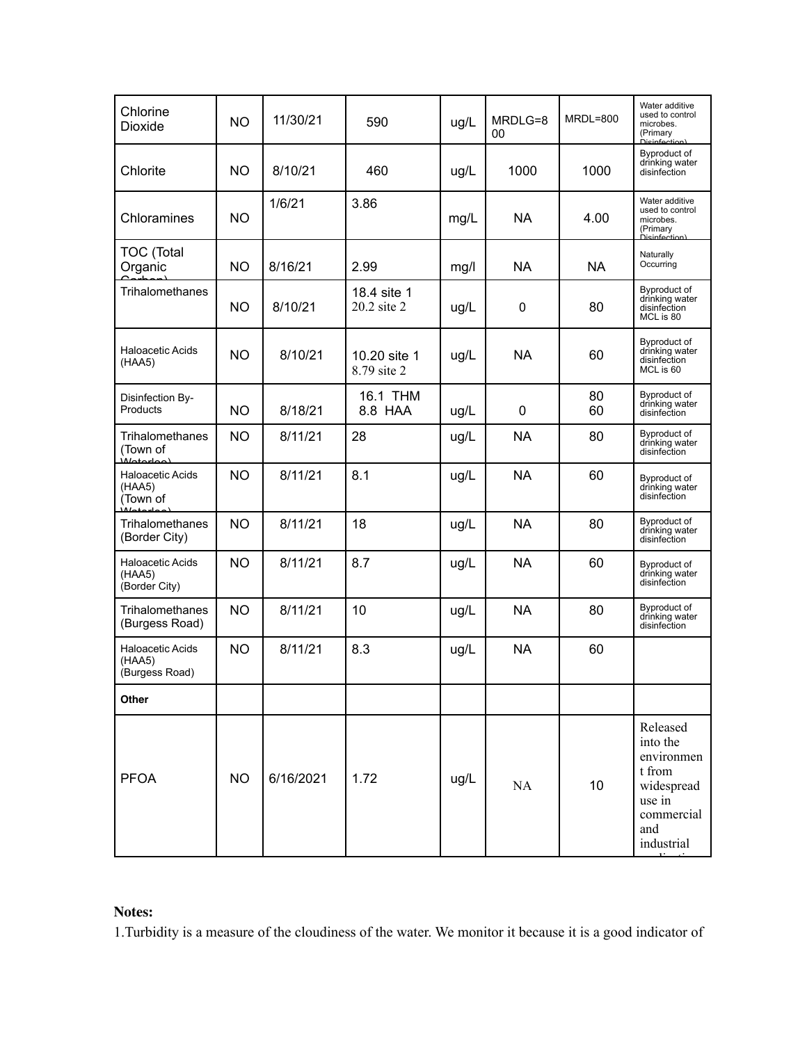| Chlorine Dioxide | NO | 11/30/21 | 590 | ug/L | MRDLG=800 | MRDL=800 | Water additive used to control microbes. (Primary Disinfection) |
|---|---|---|---|---|---|---|---|
| Chlorite | NO | 8/10/21 | 460 | ug/L | 1000 | 1000 | Byproduct of drinking water disinfection |
| Chloramines | NO | 1/6/21 | 3.86 | mg/L | NA | 4.00 | Water additive used to control microbes. (Primary Disinfection) |
| TOC (Total Organic Carbon) | NO | 8/16/21 | 2.99 | mg/l | NA | NA | Naturally Occurring |
| Trihalomethanes | NO | 8/10/21 | 18.4 site 1<br>20.2 site 2 | ug/L | 0 | 80 | Byproduct of drinking water disinfection MCL is 80 |
| Haloacetic Acids (HAA5) | NO | 8/10/21 | 10.20 site 1<br>8.79 site 2 | ug/L | NA | 60 | Byproduct of drinking water disinfection MCL is 60 |
| Disinfection By-Products | NO | 8/18/21 | 16.1 THM<br>8.8 HAA | ug/L | 0 | 80<br>60 | Byproduct of drinking water disinfection |
| Trihalomethanes (Town of Waterloo) | NO | 8/11/21 | 28 | ug/L | NA | 80 | Byproduct of drinking water disinfection |
| Haloacetic Acids (HAA5) (Town of Waterloo) | NO | 8/11/21 | 8.1 | ug/L | NA | 60 | Byproduct of drinking water disinfection |
| Trihalomethanes (Border City) | NO | 8/11/21 | 18 | ug/L | NA | 80 | Byproduct of drinking water disinfection |
| Haloacetic Acids (HAA5) (Border City) | NO | 8/11/21 | 8.7 | ug/L | NA | 60 | Byproduct of drinking water disinfection |
| Trihalomethanes (Burgess Road) | NO | 8/11/21 | 10 | ug/L | NA | 80 | Byproduct of drinking water disinfection |
| Haloacetic Acids (HAA5) (Burgess Road) | NO | 8/11/21 | 8.3 | ug/L | NA | 60 | |
| **Other** | | | | | | | |
| PFOA | NO | 6/16/2021 | 1.72 | ug/L | NA | 10 | Released into the environment from widespread use in commercial and industrial applications |

**Notes:**

1.Turbidity is a measure of the cloudiness of the water. We monitor it because it is a good indicator of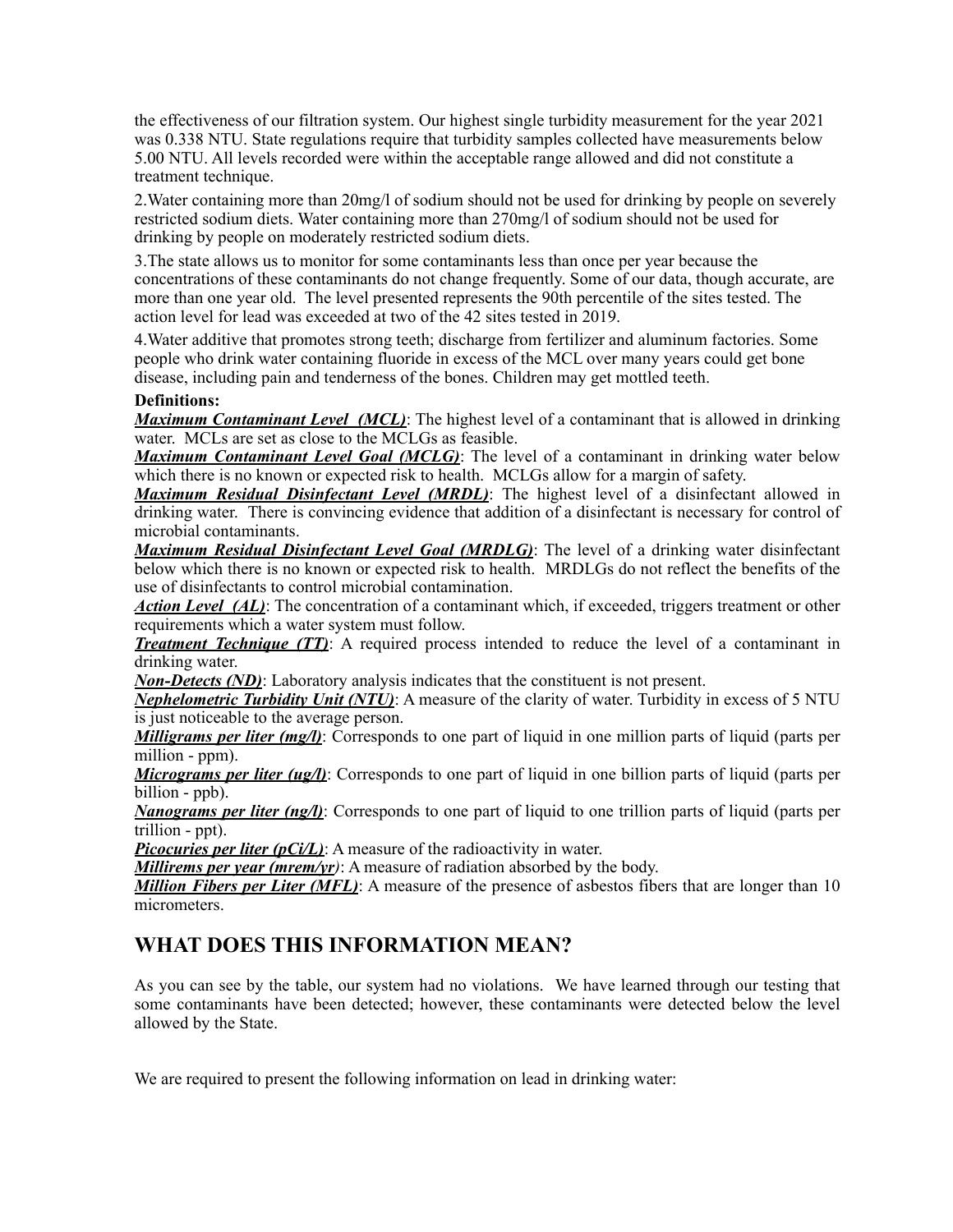the effectiveness of our filtration system. Our highest single turbidity measurement for the year 2021 was 0.338 NTU. State regulations require that turbidity samples collected have measurements below 5.00 NTU. All levels recorded were within the acceptable range allowed and did not constitute a treatment technique.

2.Water containing more than 20mg/l of sodium should not be used for drinking by people on severely restricted sodium diets. Water containing more than 270mg/l of sodium should not be used for drinking by people on moderately restricted sodium diets.

3.The state allows us to monitor for some contaminants less than once per year because the concentrations of these contaminants do not change frequently. Some of our data, though accurate, are more than one year old. The level presented represents the 90th percentile of the sites tested. The action level for lead was exceeded at two of the 42 sites tested in 2019.

4.Water additive that promotes strong teeth; discharge from fertilizer and aluminum factories. Some people who drink water containing fluoride in excess of the MCL over many years could get bone disease, including pain and tenderness of the bones. Children may get mottled teeth.

**Definitions:**

***Maximum Contaminant Level (MCL)***: The highest level of a contaminant that is allowed in drinking water. MCLs are set as close to the MCLGs as feasible.

***Maximum Contaminant Level Goal (MCLG)***: The level of a contaminant in drinking water below which there is no known or expected risk to health. MCLGs allow for a margin of safety.

***Maximum Residual Disinfectant Level (MRDL)***: The highest level of a disinfectant allowed in drinking water. There is convincing evidence that addition of a disinfectant is necessary for control of microbial contaminants.

***Maximum Residual Disinfectant Level Goal (MRDLG)***: The level of a drinking water disinfectant below which there is no known or expected risk to health. MRDLGs do not reflect the benefits of the use of disinfectants to control microbial contamination.

***Action Level (AL)***: The concentration of a contaminant which, if exceeded, triggers treatment or other requirements which a water system must follow.

***Treatment Technique (TT)***: A required process intended to reduce the level of a contaminant in drinking water.

***Non-Detects (ND)***: Laboratory analysis indicates that the constituent is not present.

***Nephelometric Turbidity Unit (NTU)***: A measure of the clarity of water. Turbidity in excess of 5 NTU is just noticeable to the average person.

***Milligrams per liter (mg/l)***: Corresponds to one part of liquid in one million parts of liquid (parts per million - ppm).

***Micrograms per liter (ug/l)***: Corresponds to one part of liquid in one billion parts of liquid (parts per billion - ppb).

***Nanograms per liter (ng/l)***: Corresponds to one part of liquid to one trillion parts of liquid (parts per trillion - ppt).

***Picocuries per liter (pCi/L)***: A measure of the radioactivity in water.

***Millirems per year (mrem/yr)***: A measure of radiation absorbed by the body.

***Million Fibers per Liter (MFL)***: A measure of the presence of asbestos fibers that are longer than 10 micrometers.

## WHAT DOES THIS INFORMATION MEAN?

As you can see by the table, our system had no violations. We have learned through our testing that some contaminants have been detected; however, these contaminants were detected below the level allowed by the State.

We are required to present the following information on lead in drinking water: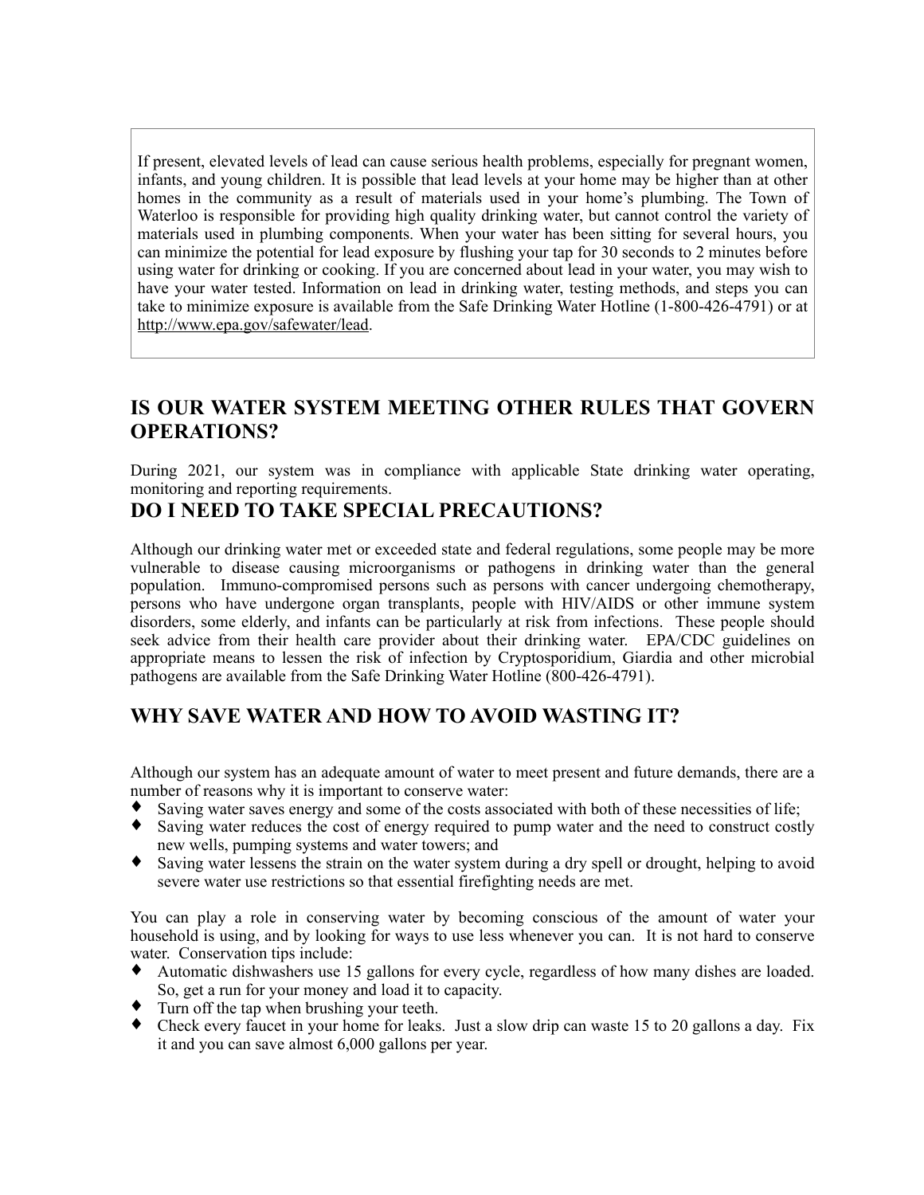If present, elevated levels of lead can cause serious health problems, especially for pregnant women, infants, and young children. It is possible that lead levels at your home may be higher than at other homes in the community as a result of materials used in your home's plumbing. The Town of Waterloo is responsible for providing high quality drinking water, but cannot control the variety of materials used in plumbing components. When your water has been sitting for several hours, you can minimize the potential for lead exposure by flushing your tap for 30 seconds to 2 minutes before using water for drinking or cooking. If you are concerned about lead in your water, you may wish to have your water tested. Information on lead in drinking water, testing methods, and steps you can take to minimize exposure is available from the Safe Drinking Water Hotline (1-800-426-4791) or at http://www.epa.gov/safewater/lead.

## IS OUR WATER SYSTEM MEETING OTHER RULES THAT GOVERN OPERATIONS?

During 2021, our system was in compliance with applicable State drinking water operating, monitoring and reporting requirements.

## DO I NEED TO TAKE SPECIAL PRECAUTIONS?

Although our drinking water met or exceeded state and federal regulations, some people may be more vulnerable to disease causing microorganisms or pathogens in drinking water than the general population. Immuno-compromised persons such as persons with cancer undergoing chemotherapy, persons who have undergone organ transplants, people with HIV/AIDS or other immune system disorders, some elderly, and infants can be particularly at risk from infections. These people should seek advice from their health care provider about their drinking water. EPA/CDC guidelines on appropriate means to lessen the risk of infection by Cryptosporidium, Giardia and other microbial pathogens are available from the Safe Drinking Water Hotline (800-426-4791).

## WHY SAVE WATER AND HOW TO AVOID WASTING IT?

Although our system has an adequate amount of water to meet present and future demands, there are a number of reasons why it is important to conserve water:

- Saving water saves energy and some of the costs associated with both of these necessities of life;
- Saving water reduces the cost of energy required to pump water and the need to construct costly new wells, pumping systems and water towers; and
- Saving water lessens the strain on the water system during a dry spell or drought, helping to avoid severe water use restrictions so that essential firefighting needs are met.

You can play a role in conserving water by becoming conscious of the amount of water your household is using, and by looking for ways to use less whenever you can. It is not hard to conserve water. Conservation tips include:

- Automatic dishwashers use 15 gallons for every cycle, regardless of how many dishes are loaded. So, get a run for your money and load it to capacity.
- Turn off the tap when brushing your teeth.
- Check every faucet in your home for leaks. Just a slow drip can waste 15 to 20 gallons a day. Fix it and you can save almost 6,000 gallons per year.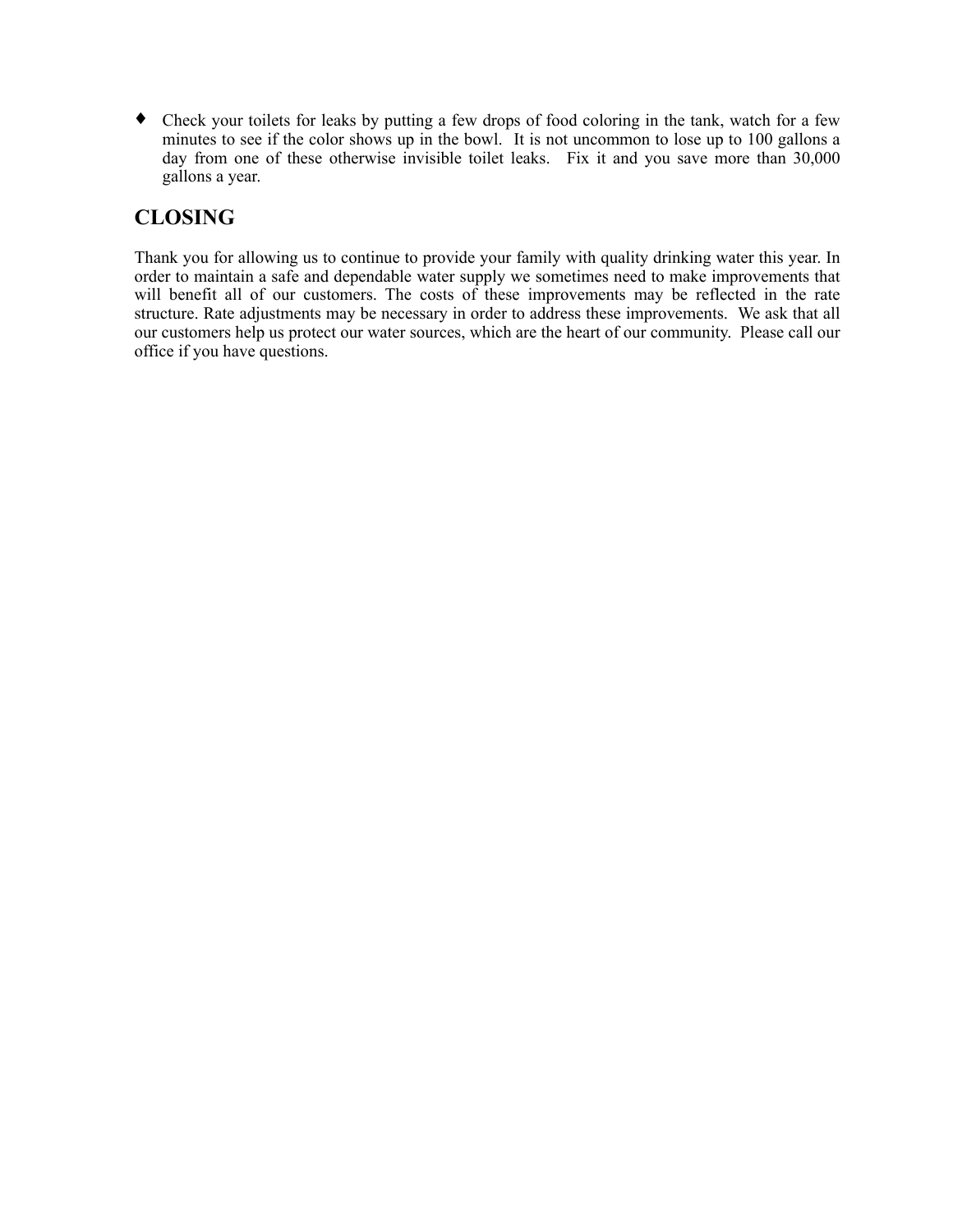- Check your toilets for leaks by putting a few drops of food coloring in the tank, watch for a few minutes to see if the color shows up in the bowl. It is not uncommon to lose up to 100 gallons a day from one of these otherwise invisible toilet leaks. Fix it and you save more than 30,000 gallons a year.

## CLOSING

Thank you for allowing us to continue to provide your family with quality drinking water this year. In order to maintain a safe and dependable water supply we sometimes need to make improvements that will benefit all of our customers. The costs of these improvements may be reflected in the rate structure. Rate adjustments may be necessary in order to address these improvements. We ask that all our customers help us protect our water sources, which are the heart of our community. Please call our office if you have questions.